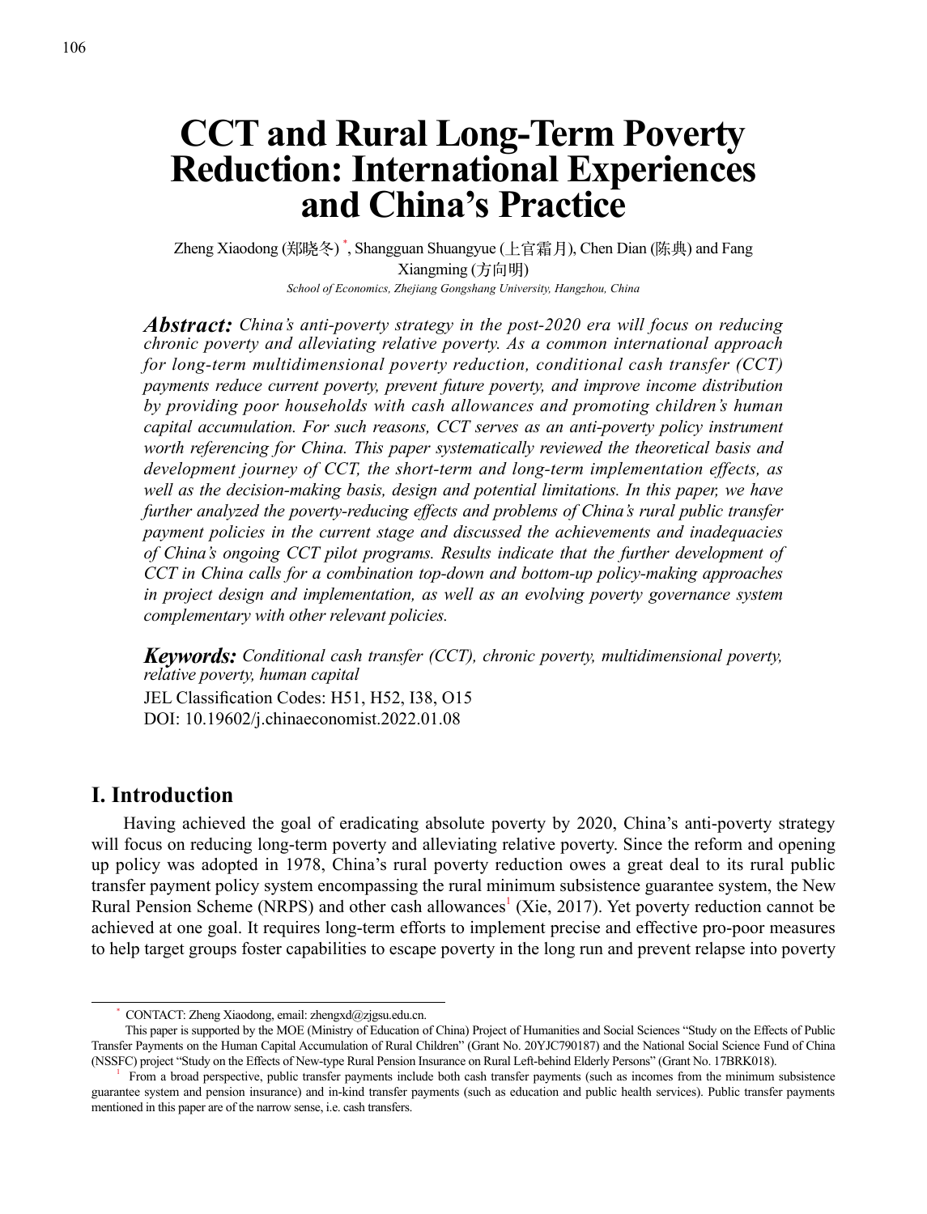# CCT and Rural Long-Term Poverty Reduction: International Experiences and China's Practice

Zheng Xiaodong (郑晓冬) [*], Shangguan Shuangyue (上官霜月), Chen Dian (陈典) and Fang Xiangming (方向明)

*School of Economics, Zhejiang Gongshang University, Hangzhou, China*

***Abstract:*** *China's anti-poverty strategy in the post-2020 era will focus on reducing chronic poverty and alleviating relative poverty. As a common international approach for long-term multidimensional poverty reduction, conditional cash transfer (CCT) payments reduce current poverty, prevent future poverty, and improve income distribution by providing poor households with cash allowances and promoting children's human capital accumulation. For such reasons, CCT serves as an anti-poverty policy instrument worth referencing for China. This paper systematically reviewed the theoretical basis and development journey of CCT, the short-term and long-term implementation effects, as well as the decision-making basis, design and potential limitations. In this paper, we have further analyzed the poverty-reducing effects and problems of China's rural public transfer payment policies in the current stage and discussed the achievements and inadequacies of China's ongoing CCT pilot programs. Results indicate that the further development of CCT in China calls for a combination top-down and bottom-up policy-making approaches in project design and implementation, as well as an evolving poverty governance system complementary with other relevant policies.*

***Keywords:*** *Conditional cash transfer (CCT), chronic poverty, multidimensional poverty, relative poverty, human capital*

JEL Classification Codes: H51, H52, I38, O15

DOI: 10.19602/j.chinaeconomist.2022.01.08

## I. Introduction

Having achieved the goal of eradicating absolute poverty by 2020, China's anti-poverty strategy will focus on reducing long-term poverty and alleviating relative poverty. Since the reform and opening up policy was adopted in 1978, China's rural poverty reduction owes a great deal to its rural public transfer payment policy system encompassing the rural minimum subsistence guarantee system, the New Rural Pension Scheme (NRPS) and other cash allowances[1] (Xie, 2017). Yet poverty reduction cannot be achieved at one goal. It requires long-term efforts to implement precise and effective pro-poor measures to help target groups foster capabilities to escape poverty in the long run and prevent relapse into poverty

---

[*] CONTACT: Zheng Xiaodong, email: zhengxd@zjgsu.edu.cn.

This paper is supported by the MOE (Ministry of Education of China) Project of Humanities and Social Sciences "Study on the Effects of Public Transfer Payments on the Human Capital Accumulation of Rural Children" (Grant No. 20YJC790187) and the National Social Science Fund of China (NSSFC) project "Study on the Effects of New-type Rural Pension Insurance on Rural Left-behind Elderly Persons" (Grant No. 17BRK018).

[1] From a broad perspective, public transfer payments include both cash transfer payments (such as incomes from the minimum subsistence guarantee system and pension insurance) and in-kind transfer payments (such as education and public health services). Public transfer payments mentioned in this paper are of the narrow sense, i.e. cash transfers.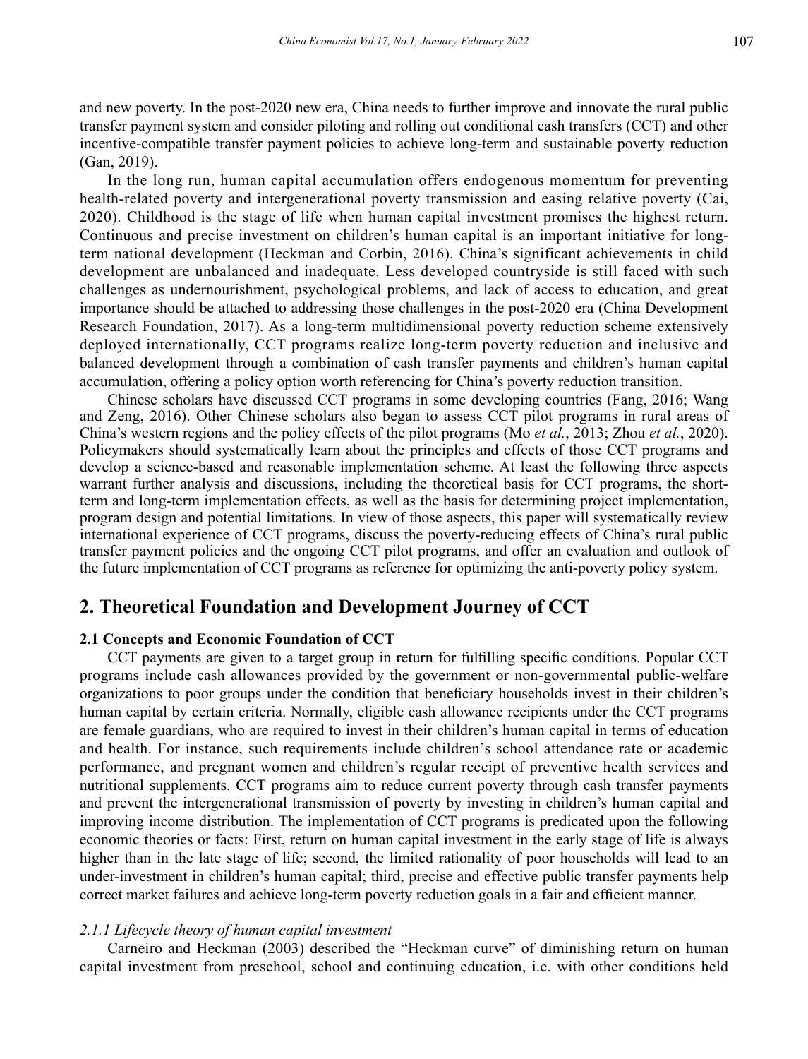and new poverty. In the post-2020 new era, China needs to further improve and innovate the rural public transfer payment system and consider piloting and rolling out conditional cash transfers (CCT) and other incentive-compatible transfer payment policies to achieve long-term and sustainable poverty reduction (Gan, 2019).

In the long run, human capital accumulation offers endogenous momentum for preventing health-related poverty and intergenerational poverty transmission and easing relative poverty (Cai, 2020). Childhood is the stage of life when human capital investment promises the highest return. Continuous and precise investment on children's human capital is an important initiative for long-term national development (Heckman and Corbin, 2016). China's significant achievements in child development are unbalanced and inadequate. Less developed countryside is still faced with such challenges as undernourishment, psychological problems, and lack of access to education, and great importance should be attached to addressing those challenges in the post-2020 era (China Development Research Foundation, 2017). As a long-term multidimensional poverty reduction scheme extensively deployed internationally, CCT programs realize long-term poverty reduction and inclusive and balanced development through a combination of cash transfer payments and children's human capital accumulation, offering a policy option worth referencing for China's poverty reduction transition.

Chinese scholars have discussed CCT programs in some developing countries (Fang, 2016; Wang and Zeng, 2016). Other Chinese scholars also began to assess CCT pilot programs in rural areas of China's western regions and the policy effects of the pilot programs (Mo *et al.*, 2013; Zhou *et al.*, 2020). Policymakers should systematically learn about the principles and effects of those CCT programs and develop a science-based and reasonable implementation scheme. At least the following three aspects warrant further analysis and discussions, including the theoretical basis for CCT programs, the short-term and long-term implementation effects, as well as the basis for determining project implementation, program design and potential limitations. In view of those aspects, this paper will systematically review international experience of CCT programs, discuss the poverty-reducing effects of China's rural public transfer payment policies and the ongoing CCT pilot programs, and offer an evaluation and outlook of the future implementation of CCT programs as reference for optimizing the anti-poverty policy system.

## 2. Theoretical Foundation and Development Journey of CCT

### 2.1 Concepts and Economic Foundation of CCT

CCT payments are given to a target group in return for fulfilling specific conditions. Popular CCT programs include cash allowances provided by the government or non-governmental public-welfare organizations to poor groups under the condition that beneficiary households invest in their children's human capital by certain criteria. Normally, eligible cash allowance recipients under the CCT programs are female guardians, who are required to invest in their children's human capital in terms of education and health. For instance, such requirements include children's school attendance rate or academic performance, and pregnant women and children's regular receipt of preventive health services and nutritional supplements. CCT programs aim to reduce current poverty through cash transfer payments and prevent the intergenerational transmission of poverty by investing in children's human capital and improving income distribution. The implementation of CCT programs is predicated upon the following economic theories or facts: First, return on human capital investment in the early stage of life is always higher than in the late stage of life; second, the limited rationality of poor households will lead to an under-investment in children's human capital; third, precise and effective public transfer payments help correct market failures and achieve long-term poverty reduction goals in a fair and efficient manner.

#### *2.1.1 Lifecycle theory of human capital investment*

Carneiro and Heckman (2003) described the "Heckman curve" of diminishing return on human capital investment from preschool, school and continuing education, i.e. with other conditions held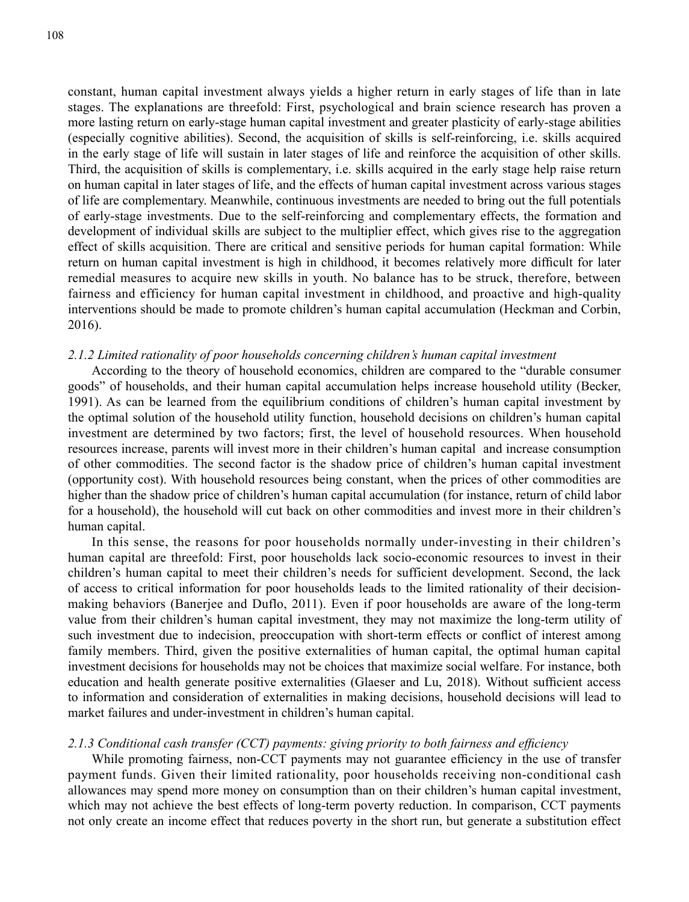constant, human capital investment always yields a higher return in early stages of life than in late stages. The explanations are threefold: First, psychological and brain science research has proven a more lasting return on early-stage human capital investment and greater plasticity of early-stage abilities (especially cognitive abilities). Second, the acquisition of skills is self-reinforcing, i.e. skills acquired in the early stage of life will sustain in later stages of life and reinforce the acquisition of other skills. Third, the acquisition of skills is complementary, i.e. skills acquired in the early stage help raise return on human capital in later stages of life, and the effects of human capital investment across various stages of life are complementary. Meanwhile, continuous investments are needed to bring out the full potentials of early-stage investments. Due to the self-reinforcing and complementary effects, the formation and development of individual skills are subject to the multiplier effect, which gives rise to the aggregation effect of skills acquisition. There are critical and sensitive periods for human capital formation: While return on human capital investment is high in childhood, it becomes relatively more difficult for later remedial measures to acquire new skills in youth. No balance has to be struck, therefore, between fairness and efficiency for human capital investment in childhood, and proactive and high-quality interventions should be made to promote children's human capital accumulation (Heckman and Corbin, 2016).

#### *2.1.2 Limited rationality of poor households concerning children's human capital investment*

According to the theory of household economics, children are compared to the "durable consumer goods" of households, and their human capital accumulation helps increase household utility (Becker, 1991). As can be learned from the equilibrium conditions of children's human capital investment by the optimal solution of the household utility function, household decisions on children's human capital investment are determined by two factors; first, the level of household resources. When household resources increase, parents will invest more in their children's human capital and increase consumption of other commodities. The second factor is the shadow price of children's human capital investment (opportunity cost). With household resources being constant, when the prices of other commodities are higher than the shadow price of children's human capital accumulation (for instance, return of child labor for a household), the household will cut back on other commodities and invest more in their children's human capital.

In this sense, the reasons for poor households normally under-investing in their children's human capital are threefold: First, poor households lack socio-economic resources to invest in their children's human capital to meet their children's needs for sufficient development. Second, the lack of access to critical information for poor households leads to the limited rationality of their decision-making behaviors (Banerjee and Duflo, 2011). Even if poor households are aware of the long-term value from their children's human capital investment, they may not maximize the long-term utility of such investment due to indecision, preoccupation with short-term effects or conflict of interest among family members. Third, given the positive externalities of human capital, the optimal human capital investment decisions for households may not be choices that maximize social welfare. For instance, both education and health generate positive externalities (Glaeser and Lu, 2018). Without sufficient access to information and consideration of externalities in making decisions, household decisions will lead to market failures and under-investment in children's human capital.

#### *2.1.3 Conditional cash transfer (CCT) payments: giving priority to both fairness and efficiency*

While promoting fairness, non-CCT payments may not guarantee efficiency in the use of transfer payment funds. Given their limited rationality, poor households receiving non-conditional cash allowances may spend more money on consumption than on their children's human capital investment, which may not achieve the best effects of long-term poverty reduction. In comparison, CCT payments not only create an income effect that reduces poverty in the short run, but generate a substitution effect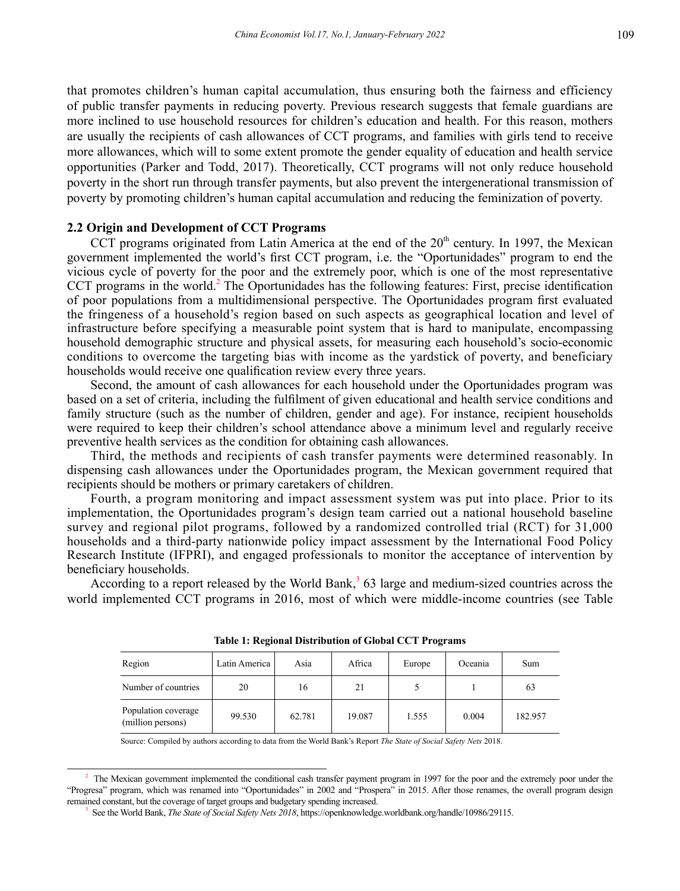that promotes children's human capital accumulation, thus ensuring both the fairness and efficiency of public transfer payments in reducing poverty. Previous research suggests that female guardians are more inclined to use household resources for children's education and health. For this reason, mothers are usually the recipients of cash allowances of CCT programs, and families with girls tend to receive more allowances, which will to some extent promote the gender equality of education and health service opportunities (Parker and Todd, 2017). Theoretically, CCT programs will not only reduce household poverty in the short run through transfer payments, but also prevent the intergenerational transmission of poverty by promoting children's human capital accumulation and reducing the feminization of poverty.

### 2.2 Origin and Development of CCT Programs

CCT programs originated from Latin America at the end of the 20th century. In 1997, the Mexican government implemented the world's first CCT program, i.e. the "Oportunidades" program to end the vicious cycle of poverty for the poor and the extremely poor, which is one of the most representative CCT programs in the world.[2] The Oportunidades has the following features: First, precise identification of poor populations from a multidimensional perspective. The Oportunidades program first evaluated the fringeness of a household's region based on such aspects as geographical location and level of infrastructure before specifying a measurable point system that is hard to manipulate, encompassing household demographic structure and physical assets, for measuring each household's socio-economic conditions to overcome the targeting bias with income as the yardstick of poverty, and beneficiary households would receive one qualification review every three years.

Second, the amount of cash allowances for each household under the Oportunidades program was based on a set of criteria, including the fulfilment of given educational and health service conditions and family structure (such as the number of children, gender and age). For instance, recipient households were required to keep their children's school attendance above a minimum level and regularly receive preventive health services as the condition for obtaining cash allowances.

Third, the methods and recipients of cash transfer payments were determined reasonably. In dispensing cash allowances under the Oportunidades program, the Mexican government required that recipients should be mothers or primary caretakers of children.

Fourth, a program monitoring and impact assessment system was put into place. Prior to its implementation, the Oportunidades program's design team carried out a national household baseline survey and regional pilot programs, followed by a randomized controlled trial (RCT) for 31,000 households and a third-party nationwide policy impact assessment by the International Food Policy Research Institute (IFPRI), and engaged professionals to monitor the acceptance of intervention by beneficiary households.

According to a report released by the World Bank,[3] 63 large and medium-sized countries across the world implemented CCT programs in 2016, most of which were middle-income countries (see Table

**Table 1: Regional Distribution of Global CCT Programs**

| Region | Latin America | Asia | Africa | Europe | Oceania | Sum |
|---|---|---|---|---|---|---|
| Number of countries | 20 | 16 | 21 | 5 | 1 | 63 |
| Population coverage (million persons) | 99.530 | 62.781 | 19.087 | 1.555 | 0.004 | 182.957 |

Source: Compiled by authors according to data from the World Bank's Report *The State of Social Safety Nets* 2018.

[2] The Mexican government implemented the conditional cash transfer payment program in 1997 for the poor and the extremely poor under the "Progresa" program, which was renamed into "Oportunidades" in 2002 and "Prospera" in 2015. After those renames, the overall program design remained constant, but the coverage of target groups and budgetary spending increased.

[3] See the World Bank, *The State of Social Safety Nets 2018*, https://openknowledge.worldbank.org/handle/10986/29115.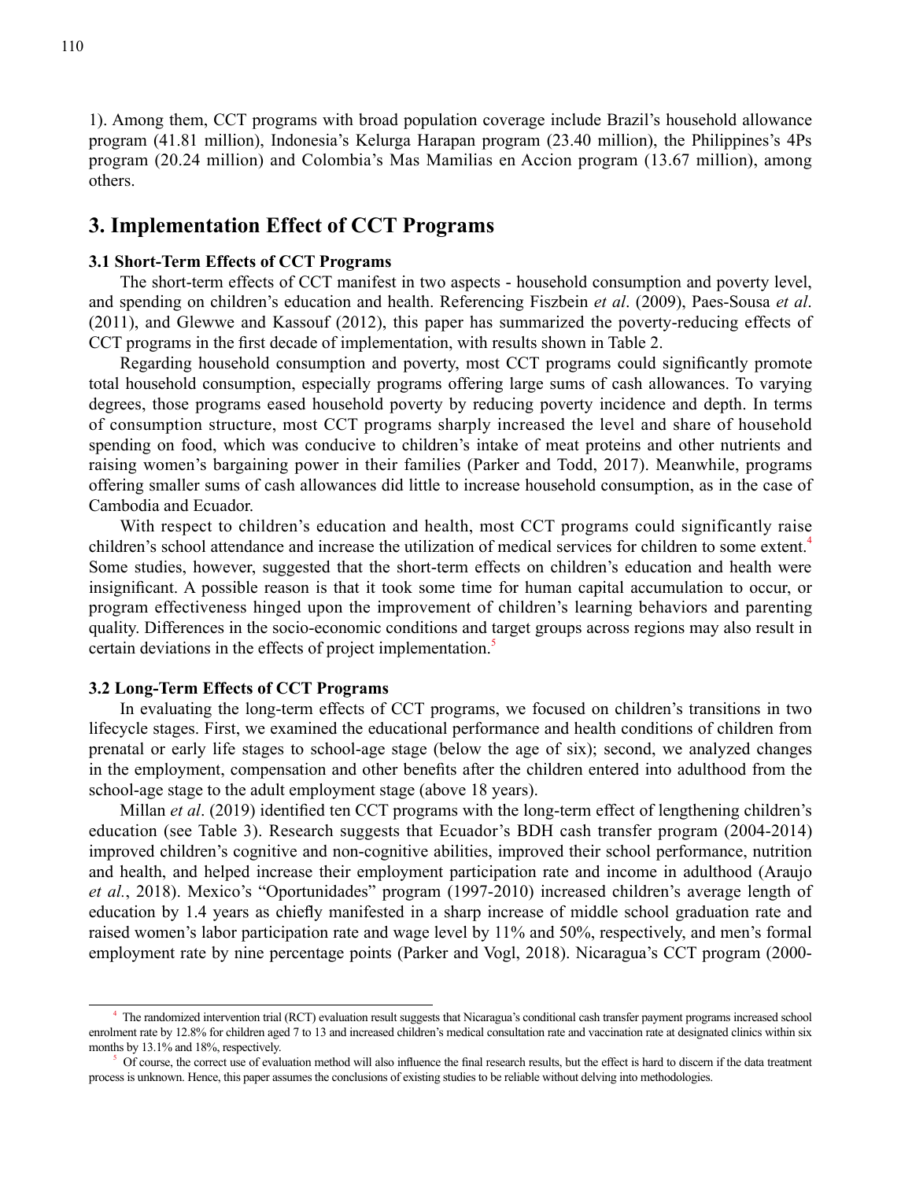1). Among them, CCT programs with broad population coverage include Brazil's household allowance program (41.81 million), Indonesia's Kelurga Harapan program (23.40 million), the Philippines's 4Ps program (20.24 million) and Colombia's Mas Mamilias en Accion program (13.67 million), among others.

## 3. Implementation Effect of CCT Programs

### 3.1 Short-Term Effects of CCT Programs

The short-term effects of CCT manifest in two aspects - household consumption and poverty level, and spending on children's education and health. Referencing Fiszbein *et al*. (2009), Paes-Sousa *et al*. (2011), and Glewwe and Kassouf (2012), this paper has summarized the poverty-reducing effects of CCT programs in the first decade of implementation, with results shown in Table 2.

Regarding household consumption and poverty, most CCT programs could significantly promote total household consumption, especially programs offering large sums of cash allowances. To varying degrees, those programs eased household poverty by reducing poverty incidence and depth. In terms of consumption structure, most CCT programs sharply increased the level and share of household spending on food, which was conducive to children's intake of meat proteins and other nutrients and raising women's bargaining power in their families (Parker and Todd, 2017). Meanwhile, programs offering smaller sums of cash allowances did little to increase household consumption, as in the case of Cambodia and Ecuador.

With respect to children's education and health, most CCT programs could significantly raise children's school attendance and increase the utilization of medical services for children to some extent.[4] Some studies, however, suggested that the short-term effects on children's education and health were insignificant. A possible reason is that it took some time for human capital accumulation to occur, or program effectiveness hinged upon the improvement of children's learning behaviors and parenting quality. Differences in the socio-economic conditions and target groups across regions may also result in certain deviations in the effects of project implementation.[5]

### 3.2 Long-Term Effects of CCT Programs

In evaluating the long-term effects of CCT programs, we focused on children's transitions in two lifecycle stages. First, we examined the educational performance and health conditions of children from prenatal or early life stages to school-age stage (below the age of six); second, we analyzed changes in the employment, compensation and other benefits after the children entered into adulthood from the school-age stage to the adult employment stage (above 18 years).

Millan *et al*. (2019) identified ten CCT programs with the long-term effect of lengthening children's education (see Table 3). Research suggests that Ecuador's BDH cash transfer program (2004-2014) improved children's cognitive and non-cognitive abilities, improved their school performance, nutrition and health, and helped increase their employment participation rate and income in adulthood (Araujo *et al.*, 2018). Mexico's "Oportunidades" program (1997-2010) increased children's average length of education by 1.4 years as chiefly manifested in a sharp increase of middle school graduation rate and raised women's labor participation rate and wage level by 11% and 50%, respectively, and men's formal employment rate by nine percentage points (Parker and Vogl, 2018). Nicaragua's CCT program (2000-

---

[4] The randomized intervention trial (RCT) evaluation result suggests that Nicaragua's conditional cash transfer payment programs increased school enrolment rate by 12.8% for children aged 7 to 13 and increased children's medical consultation rate and vaccination rate at designated clinics within six months by 13.1% and 18%, respectively.

[5] Of course, the correct use of evaluation method will also influence the final research results, but the effect is hard to discern if the data treatment process is unknown. Hence, this paper assumes the conclusions of existing studies to be reliable without delving into methodologies.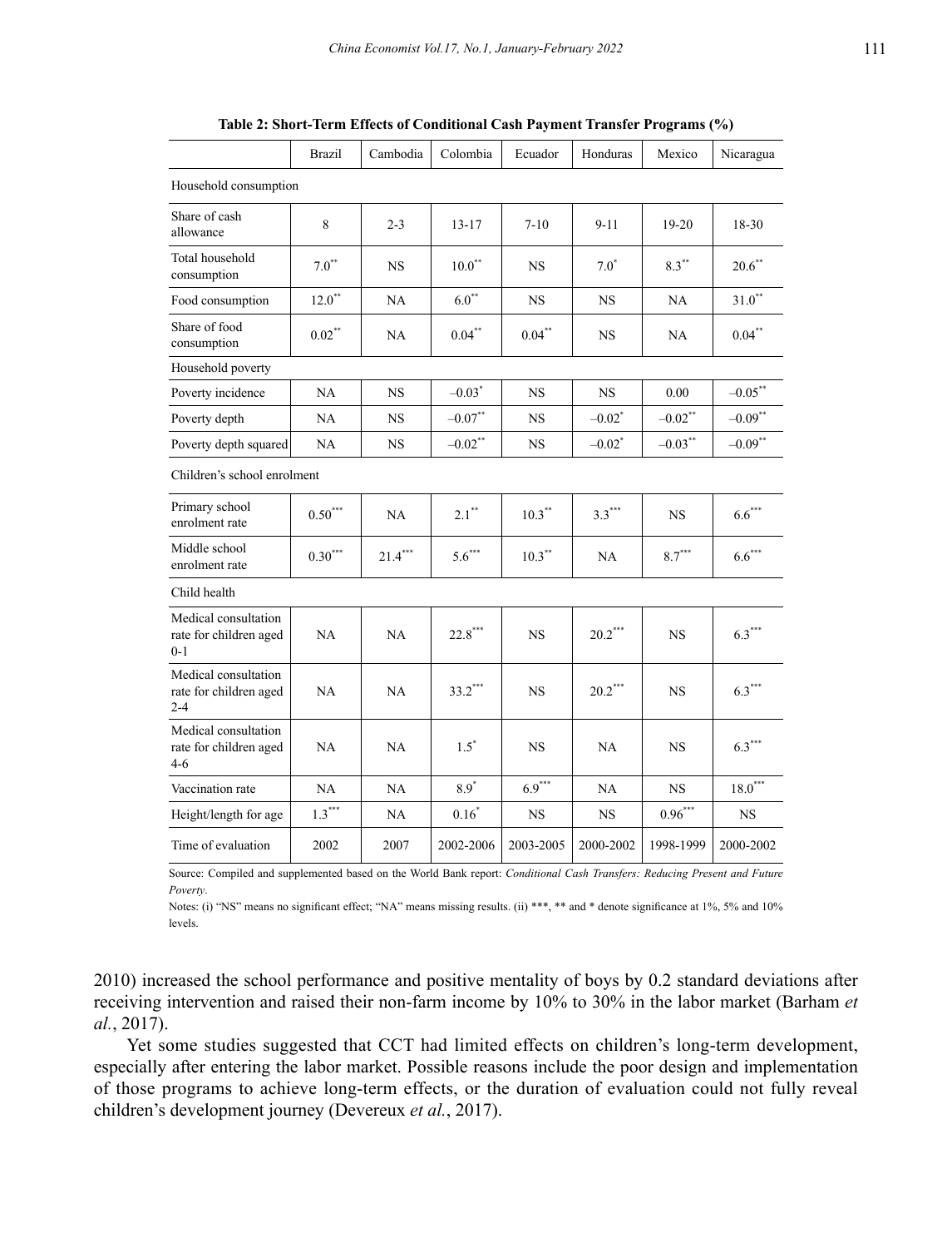**Table 2: Short-Term Effects of Conditional Cash Payment Transfer Programs (%)**

| | Brazil | Cambodia | Colombia | Ecuador | Honduras | Mexico | Nicaragua |
|---|---|---|---|---|---|---|---|
| Household consumption | | | | | | | |
| Share of cash allowance | 8 | 2-3 | 13-17 | 7-10 | 9-11 | 19-20 | 18-30 |
| Total household consumption | 7.0** | NS | 10.0** | NS | 7.0* | 8.3** | 20.6** |
| Food consumption | 12.0** | NA | 6.0** | NS | NS | NA | 31.0** |
| Share of food consumption | 0.02** | NA | 0.04** | 0.04** | NS | NA | 0.04** |
| Household poverty | | | | | | | |
| Poverty incidence | NA | NS | –0.03* | NS | NS | 0.00 | –0.05** |
| Poverty depth | NA | NS | –0.07** | NS | –0.02* | –0.02** | –0.09** |
| Poverty depth squared | NA | NS | –0.02** | NS | –0.02* | –0.03** | –0.09** |
| Children's school enrolment | | | | | | | |
| Primary school enrolment rate | 0.50*** | NA | 2.1** | 10.3** | 3.3*** | NS | 6.6*** |
| Middle school enrolment rate | 0.30*** | 21.4*** | 5.6*** | 10.3** | NA | 8.7*** | 6.6*** |
| Child health | | | | | | | |
| Medical consultation rate for children aged 0-1 | NA | NA | 22.8*** | NS | 20.2*** | NS | 6.3*** |
| Medical consultation rate for children aged 2-4 | NA | NA | 33.2*** | NS | 20.2*** | NS | 6.3*** |
| Medical consultation rate for children aged 4-6 | NA | NA | 1.5* | NS | NA | NS | 6.3*** |
| Vaccination rate | NA | NA | 8.9* | 6.9*** | NA | NS | 18.0*** |
| Height/length for age | 1.3*** | NA | 0.16* | NS | NS | 0.96*** | NS |
| Time of evaluation | 2002 | 2007 | 2002-2006 | 2003-2005 | 2000-2002 | 1998-1999 | 2000-2002 |

Source: Compiled and supplemented based on the World Bank report: *Conditional Cash Transfers: Reducing Present and Future Poverty*.

Notes: (i) "NS" means no significant effect; "NA" means missing results. (ii) ***, ** and * denote significance at 1%, 5% and 10% levels.

2010) increased the school performance and positive mentality of boys by 0.2 standard deviations after receiving intervention and raised their non-farm income by 10% to 30% in the labor market (Barham *et al.*, 2017).

Yet some studies suggested that CCT had limited effects on children's long-term development, especially after entering the labor market. Possible reasons include the poor design and implementation of those programs to achieve long-term effects, or the duration of evaluation could not fully reveal children's development journey (Devereux *et al.*, 2017).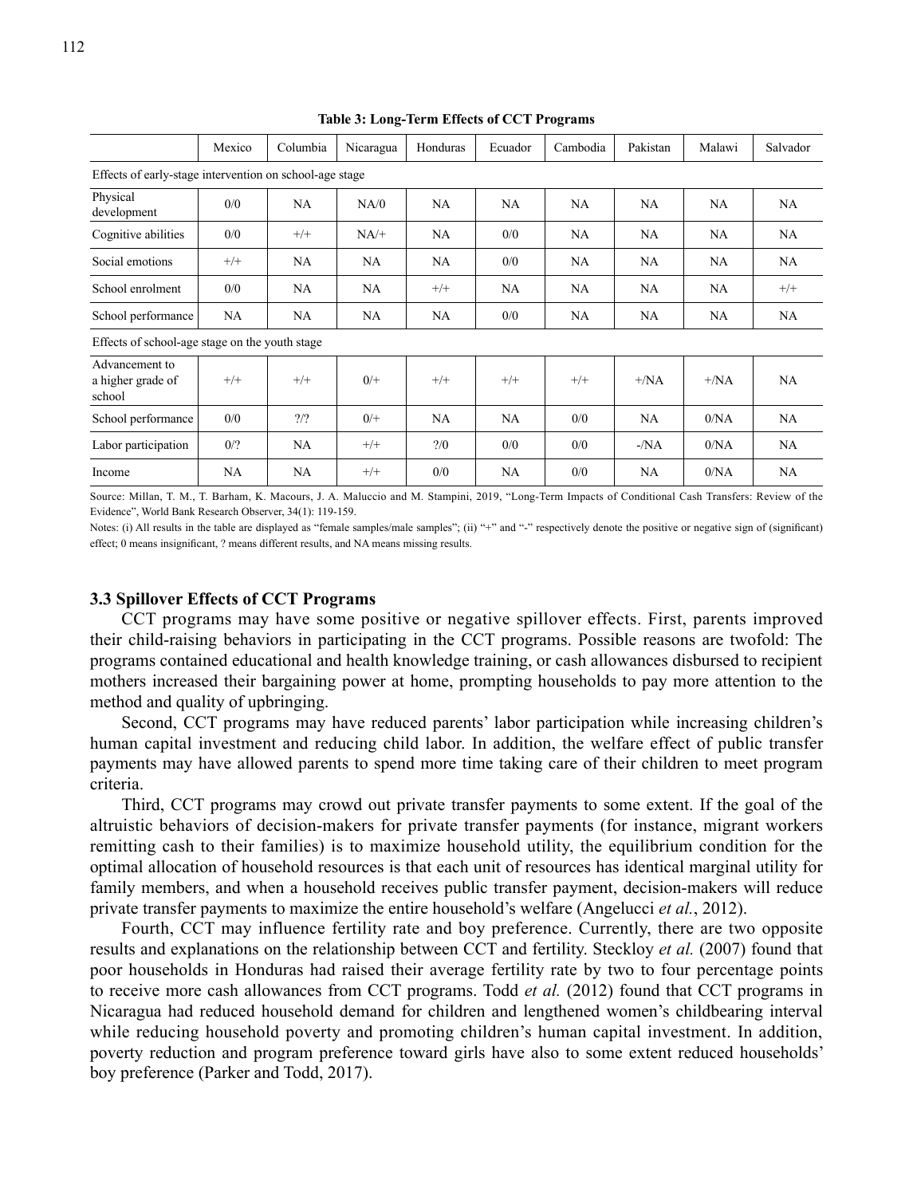**Table 3: Long-Term Effects of CCT Programs**

| | Mexico | Columbia | Nicaragua | Honduras | Ecuador | Cambodia | Pakistan | Malawi | Salvador |
|---|---|---|---|---|---|---|---|---|---|
| Effects of early-stage intervention on school-age stage | | | | | | | | | |
| Physical development | 0/0 | NA | NA/0 | NA | NA | NA | NA | NA | NA |
| Cognitive abilities | 0/0 | +/+ | NA/+ | NA | 0/0 | NA | NA | NA | NA |
| Social emotions | +/+ | NA | NA | NA | 0/0 | NA | NA | NA | NA |
| School enrolment | 0/0 | NA | NA | +/+ | NA | NA | NA | NA | +/+ |
| School performance | NA | NA | NA | NA | 0/0 | NA | NA | NA | NA |
| Effects of school-age stage on the youth stage | | | | | | | | | |
| Advancement to a higher grade of school | +/+ | +/+ | 0/+ | +/+ | +/+ | +/+ | +/NA | +/NA | NA |
| School performance | 0/0 | ?/? | 0/+ | NA | NA | 0/0 | NA | 0/NA | NA |
| Labor participation | 0/? | NA | +/+ | ?/0 | 0/0 | 0/0 | -/NA | 0/NA | NA |
| Income | NA | NA | +/+ | 0/0 | NA | 0/0 | NA | 0/NA | NA |

Source: Millan, T. M., T. Barham, K. Macours, J. A. Maluccio and M. Stampini, 2019, "Long-Term Impacts of Conditional Cash Transfers: Review of the Evidence", World Bank Research Observer, 34(1): 119-159.

Notes: (i) All results in the table are displayed as "female samples/male samples"; (ii) "+" and "-" respectively denote the positive or negative sign of (significant) effect; 0 means insignificant, ? means different results, and NA means missing results.

### 3.3 Spillover Effects of CCT Programs

CCT programs may have some positive or negative spillover effects. First, parents improved their child-raising behaviors in participating in the CCT programs. Possible reasons are twofold: The programs contained educational and health knowledge training, or cash allowances disbursed to recipient mothers increased their bargaining power at home, prompting households to pay more attention to the method and quality of upbringing.

Second, CCT programs may have reduced parents' labor participation while increasing children's human capital investment and reducing child labor. In addition, the welfare effect of public transfer payments may have allowed parents to spend more time taking care of their children to meet program criteria.

Third, CCT programs may crowd out private transfer payments to some extent. If the goal of the altruistic behaviors of decision-makers for private transfer payments (for instance, migrant workers remitting cash to their families) is to maximize household utility, the equilibrium condition for the optimal allocation of household resources is that each unit of resources has identical marginal utility for family members, and when a household receives public transfer payment, decision-makers will reduce private transfer payments to maximize the entire household's welfare (Angelucci *et al.*, 2012).

Fourth, CCT may influence fertility rate and boy preference. Currently, there are two opposite results and explanations on the relationship between CCT and fertility. Steckloy *et al.* (2007) found that poor households in Honduras had raised their average fertility rate by two to four percentage points to receive more cash allowances from CCT programs. Todd *et al.* (2012) found that CCT programs in Nicaragua had reduced household demand for children and lengthened women's childbearing interval while reducing household poverty and promoting children's human capital investment. In addition, poverty reduction and program preference toward girls have also to some extent reduced households' boy preference (Parker and Todd, 2017).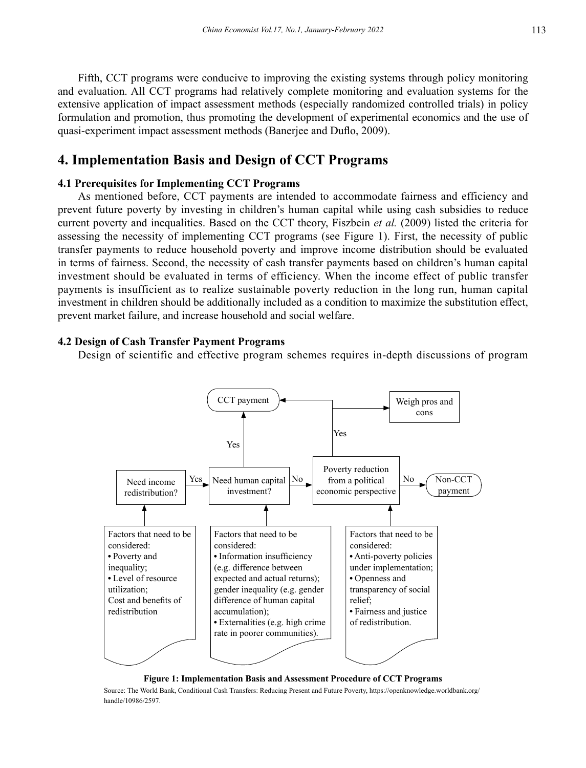Fifth, CCT programs were conducive to improving the existing systems through policy monitoring and evaluation. All CCT programs had relatively complete monitoring and evaluation systems for the extensive application of impact assessment methods (especially randomized controlled trials) in policy formulation and promotion, thus promoting the development of experimental economics and the use of quasi-experiment impact assessment methods (Banerjee and Duflo, 2009).

## 4. Implementation Basis and Design of CCT Programs

### 4.1 Prerequisites for Implementing CCT Programs

As mentioned before, CCT payments are intended to accommodate fairness and efficiency and prevent future poverty by investing in children's human capital while using cash subsidies to reduce current poverty and inequalities. Based on the CCT theory, Fiszbein *et al.* (2009) listed the criteria for assessing the necessity of implementing CCT programs (see Figure 1). First, the necessity of public transfer payments to reduce household poverty and improve income distribution should be evaluated in terms of fairness. Second, the necessity of cash transfer payments based on children's human capital investment should be evaluated in terms of efficiency. When the income effect of public transfer payments is insufficient as to realize sustainable poverty reduction in the long run, human capital investment in children should be additionally included as a condition to maximize the substitution effect, prevent market failure, and increase household and social welfare.

### 4.2 Design of Cash Transfer Payment Programs

Design of scientific and effective program schemes requires in-depth discussions of program

CCT payment

Weigh pros and cons

Yes

Yes

Need income redistribution? → Yes → Need human capital investment? → No → Poverty reduction from a political economic perspective → No → Non-CCT payment

Factors that need to be considered:
- Poverty and inequality;
- Level of resource utilization;

Cost and benefits of redistribution

Factors that need to be considered:
- Information insufficiency (e.g. difference between expected and actual returns); gender inequality (e.g. gender difference of human capital accumulation);
- Externalities (e.g. high crime rate in poorer communities).

Factors that need to be considered:
- Anti-poverty policies under implementation;
- Openness and transparency of social relief;
- Fairness and justice of redistribution.

**Figure 1: Implementation Basis and Assessment Procedure of CCT Programs**

Source: The World Bank, Conditional Cash Transfers: Reducing Present and Future Poverty, https://openknowledge.worldbank.org/handle/10986/2597.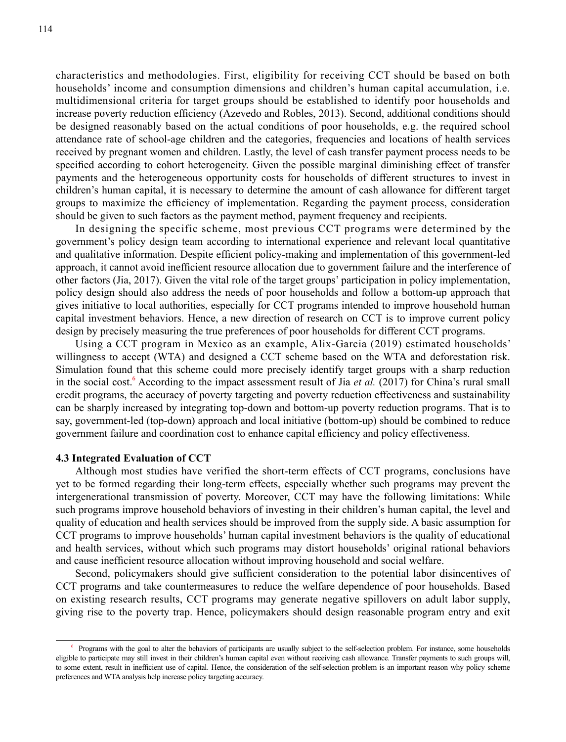characteristics and methodologies. First, eligibility for receiving CCT should be based on both households' income and consumption dimensions and children's human capital accumulation, i.e. multidimensional criteria for target groups should be established to identify poor households and increase poverty reduction efficiency (Azevedo and Robles, 2013). Second, additional conditions should be designed reasonably based on the actual conditions of poor households, e.g. the required school attendance rate of school-age children and the categories, frequencies and locations of health services received by pregnant women and children. Lastly, the level of cash transfer payment process needs to be specified according to cohort heterogeneity. Given the possible marginal diminishing effect of transfer payments and the heterogeneous opportunity costs for households of different structures to invest in children's human capital, it is necessary to determine the amount of cash allowance for different target groups to maximize the efficiency of implementation. Regarding the payment process, consideration should be given to such factors as the payment method, payment frequency and recipients.

In designing the specific scheme, most previous CCT programs were determined by the government's policy design team according to international experience and relevant local quantitative and qualitative information. Despite efficient policy-making and implementation of this government-led approach, it cannot avoid inefficient resource allocation due to government failure and the interference of other factors (Jia, 2017). Given the vital role of the target groups' participation in policy implementation, policy design should also address the needs of poor households and follow a bottom-up approach that gives initiative to local authorities, especially for CCT programs intended to improve household human capital investment behaviors. Hence, a new direction of research on CCT is to improve current policy design by precisely measuring the true preferences of poor households for different CCT programs.

Using a CCT program in Mexico as an example, Alix-Garcia (2019) estimated households' willingness to accept (WTA) and designed a CCT scheme based on the WTA and deforestation risk. Simulation found that this scheme could more precisely identify target groups with a sharp reduction in the social cost.[6] According to the impact assessment result of Jia *et al.* (2017) for China's rural small credit programs, the accuracy of poverty targeting and poverty reduction effectiveness and sustainability can be sharply increased by integrating top-down and bottom-up poverty reduction programs. That is to say, government-led (top-down) approach and local initiative (bottom-up) should be combined to reduce government failure and coordination cost to enhance capital efficiency and policy effectiveness.

### 4.3 Integrated Evaluation of CCT

Although most studies have verified the short-term effects of CCT programs, conclusions have yet to be formed regarding their long-term effects, especially whether such programs may prevent the intergenerational transmission of poverty. Moreover, CCT may have the following limitations: While such programs improve household behaviors of investing in their children's human capital, the level and quality of education and health services should be improved from the supply side. A basic assumption for CCT programs to improve households' human capital investment behaviors is the quality of educational and health services, without which such programs may distort households' original rational behaviors and cause inefficient resource allocation without improving household and social welfare.

Second, policymakers should give sufficient consideration to the potential labor disincentives of CCT programs and take countermeasures to reduce the welfare dependence of poor households. Based on existing research results, CCT programs may generate negative spillovers on adult labor supply, giving rise to the poverty trap. Hence, policymakers should design reasonable program entry and exit

---

[6] Programs with the goal to alter the behaviors of participants are usually subject to the self-selection problem. For instance, some households eligible to participate may still invest in their children's human capital even without receiving cash allowance. Transfer payments to such groups will, to some extent, result in inefficient use of capital. Hence, the consideration of the self-selection problem is an important reason why policy scheme preferences and WTA analysis help increase policy targeting accuracy.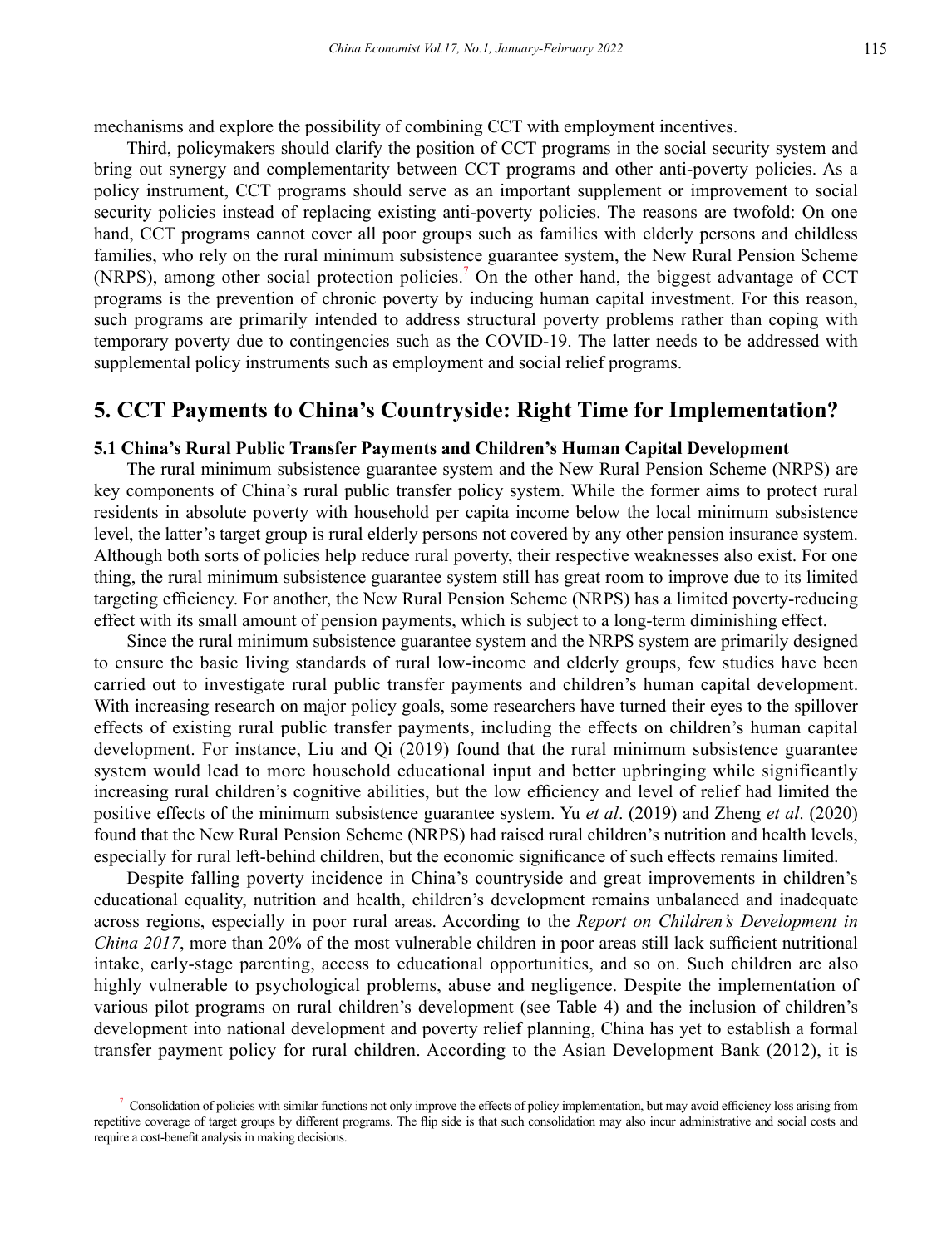mechanisms and explore the possibility of combining CCT with employment incentives.

Third, policymakers should clarify the position of CCT programs in the social security system and bring out synergy and complementarity between CCT programs and other anti-poverty policies. As a policy instrument, CCT programs should serve as an important supplement or improvement to social security policies instead of replacing existing anti-poverty policies. The reasons are twofold: On one hand, CCT programs cannot cover all poor groups such as families with elderly persons and childless families, who rely on the rural minimum subsistence guarantee system, the New Rural Pension Scheme (NRPS), among other social protection policies.[7] On the other hand, the biggest advantage of CCT programs is the prevention of chronic poverty by inducing human capital investment. For this reason, such programs are primarily intended to address structural poverty problems rather than coping with temporary poverty due to contingencies such as the COVID-19. The latter needs to be addressed with supplemental policy instruments such as employment and social relief programs.

## 5. CCT Payments to China's Countryside: Right Time for Implementation?

### 5.1 China's Rural Public Transfer Payments and Children's Human Capital Development

The rural minimum subsistence guarantee system and the New Rural Pension Scheme (NRPS) are key components of China's rural public transfer policy system. While the former aims to protect rural residents in absolute poverty with household per capita income below the local minimum subsistence level, the latter's target group is rural elderly persons not covered by any other pension insurance system. Although both sorts of policies help reduce rural poverty, their respective weaknesses also exist. For one thing, the rural minimum subsistence guarantee system still has great room to improve due to its limited targeting efficiency. For another, the New Rural Pension Scheme (NRPS) has a limited poverty-reducing effect with its small amount of pension payments, which is subject to a long-term diminishing effect.

Since the rural minimum subsistence guarantee system and the NRPS system are primarily designed to ensure the basic living standards of rural low-income and elderly groups, few studies have been carried out to investigate rural public transfer payments and children's human capital development. With increasing research on major policy goals, some researchers have turned their eyes to the spillover effects of existing rural public transfer payments, including the effects on children's human capital development. For instance, Liu and Qi (2019) found that the rural minimum subsistence guarantee system would lead to more household educational input and better upbringing while significantly increasing rural children's cognitive abilities, but the low efficiency and level of relief had limited the positive effects of the minimum subsistence guarantee system. Yu *et al*. (2019) and Zheng *et al*. (2020) found that the New Rural Pension Scheme (NRPS) had raised rural children's nutrition and health levels, especially for rural left-behind children, but the economic significance of such effects remains limited.

Despite falling poverty incidence in China's countryside and great improvements in children's educational equality, nutrition and health, children's development remains unbalanced and inadequate across regions, especially in poor rural areas. According to the *Report on Children's Development in China 2017*, more than 20% of the most vulnerable children in poor areas still lack sufficient nutritional intake, early-stage parenting, access to educational opportunities, and so on. Such children are also highly vulnerable to psychological problems, abuse and negligence. Despite the implementation of various pilot programs on rural children's development (see Table 4) and the inclusion of children's development into national development and poverty relief planning, China has yet to establish a formal transfer payment policy for rural children. According to the Asian Development Bank (2012), it is

[7] Consolidation of policies with similar functions not only improve the effects of policy implementation, but may avoid efficiency loss arising from repetitive coverage of target groups by different programs. The flip side is that such consolidation may also incur administrative and social costs and require a cost-benefit analysis in making decisions.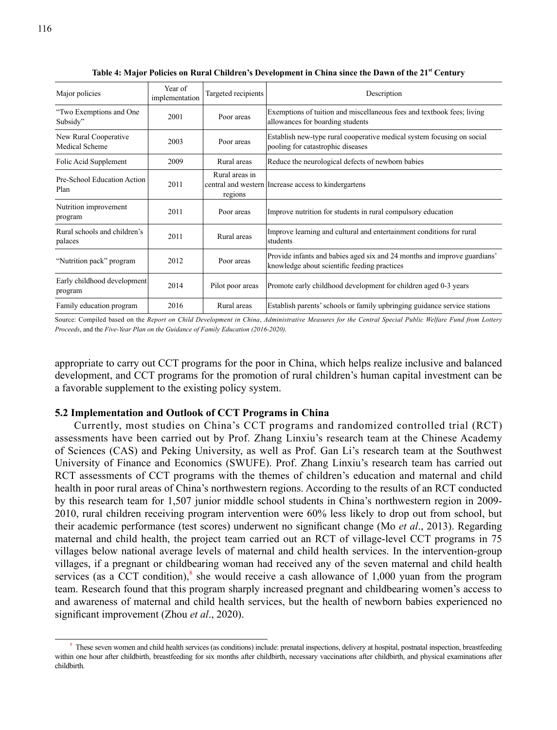**Table 4: Major Policies on Rural Children's Development in China since the Dawn of the 21st Century**

| Major policies | Year of implementation | Targeted recipients | Description |
|---|---|---|---|
| "Two Exemptions and One Subsidy" | 2001 | Poor areas | Exemptions of tuition and miscellaneous fees and textbook fees; living allowances for boarding students |
| New Rural Cooperative Medical Scheme | 2003 | Poor areas | Establish new-type rural cooperative medical system focusing on social pooling for catastrophic diseases |
| Folic Acid Supplement | 2009 | Rural areas | Reduce the neurological defects of newborn babies |
| Pre-School Education Action Plan | 2011 | Rural areas in central and western regions | Increase access to kindergartens |
| Nutrition improvement program | 2011 | Poor areas | Improve nutrition for students in rural compulsory education |
| Rural schools and children's palaces | 2011 | Rural areas | Improve learning and cultural and entertainment conditions for rural students |
| "Nutrition pack" program | 2012 | Poor areas | Provide infants and babies aged six and 24 months and improve guardians' knowledge about scientific feeding practices |
| Early childhood development program | 2014 | Pilot poor areas | Promote early childhood development for children aged 0-3 years |
| Family education program | 2016 | Rural areas | Establish parents' schools or family upbringing guidance service stations |

Source: Compiled based on the *Report on Child Development in China*, *Administrative Measures for the Central Special Public Welfare Fund from Lottery Proceeds*, and the *Five-Year Plan on the Guidance of Family Education (2016-2020)*.

appropriate to carry out CCT programs for the poor in China, which helps realize inclusive and balanced development, and CCT programs for the promotion of rural children's human capital investment can be a favorable supplement to the existing policy system.

### 5.2 Implementation and Outlook of CCT Programs in China

Currently, most studies on China's CCT programs and randomized controlled trial (RCT) assessments have been carried out by Prof. Zhang Linxiu's research team at the Chinese Academy of Sciences (CAS) and Peking University, as well as Prof. Gan Li's research team at the Southwest University of Finance and Economics (SWUFE). Prof. Zhang Linxiu's research team has carried out RCT assessments of CCT programs with the themes of children's education and maternal and child health in poor rural areas of China's northwestern regions. According to the results of an RCT conducted by this research team for 1,507 junior middle school students in China's northwestern region in 2009-2010, rural children receiving program intervention were 60% less likely to drop out from school, but their academic performance (test scores) underwent no significant change (Mo *et al*., 2013). Regarding maternal and child health, the project team carried out an RCT of village-level CCT programs in 75 villages below national average levels of maternal and child health services. In the intervention-group villages, if a pregnant or childbearing woman had received any of the seven maternal and child health services (as a CCT condition),[8] she would receive a cash allowance of 1,000 yuan from the program team. Research found that this program sharply increased pregnant and childbearing women's access to and awareness of maternal and child health services, but the health of newborn babies experienced no significant improvement (Zhou *et al*., 2020).

[8] These seven women and child health services (as conditions) include: prenatal inspections, delivery at hospital, postnatal inspection, breastfeeding within one hour after childbirth, breastfeeding for six months after childbirth, necessary vaccinations after childbirth, and physical examinations after childbirth.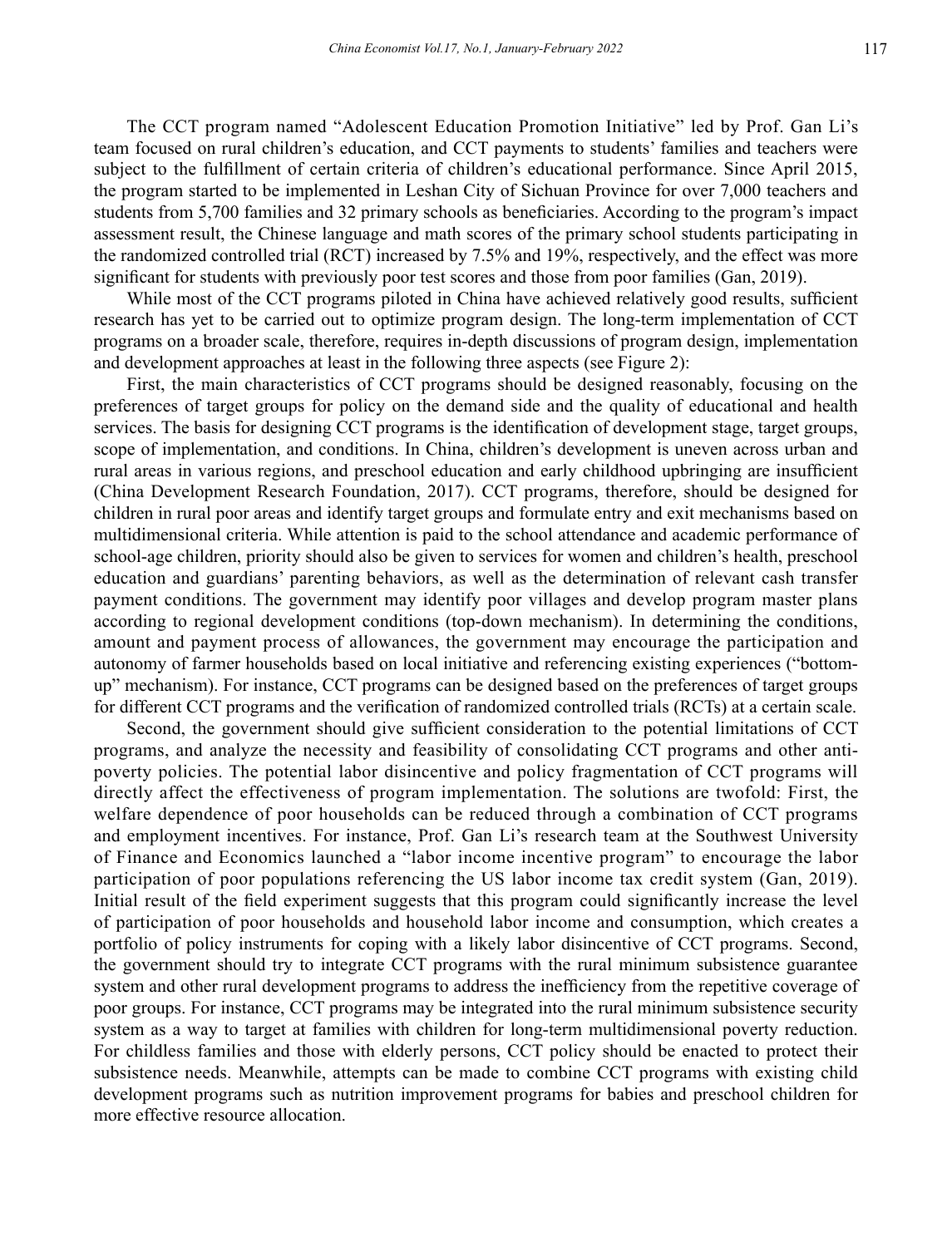The CCT program named "Adolescent Education Promotion Initiative" led by Prof. Gan Li's team focused on rural children's education, and CCT payments to students' families and teachers were subject to the fulfillment of certain criteria of children's educational performance. Since April 2015, the program started to be implemented in Leshan City of Sichuan Province for over 7,000 teachers and students from 5,700 families and 32 primary schools as beneficiaries. According to the program's impact assessment result, the Chinese language and math scores of the primary school students participating in the randomized controlled trial (RCT) increased by 7.5% and 19%, respectively, and the effect was more significant for students with previously poor test scores and those from poor families (Gan, 2019).

While most of the CCT programs piloted in China have achieved relatively good results, sufficient research has yet to be carried out to optimize program design. The long-term implementation of CCT programs on a broader scale, therefore, requires in-depth discussions of program design, implementation and development approaches at least in the following three aspects (see Figure 2):

First, the main characteristics of CCT programs should be designed reasonably, focusing on the preferences of target groups for policy on the demand side and the quality of educational and health services. The basis for designing CCT programs is the identification of development stage, target groups, scope of implementation, and conditions. In China, children's development is uneven across urban and rural areas in various regions, and preschool education and early childhood upbringing are insufficient (China Development Research Foundation, 2017). CCT programs, therefore, should be designed for children in rural poor areas and identify target groups and formulate entry and exit mechanisms based on multidimensional criteria. While attention is paid to the school attendance and academic performance of school-age children, priority should also be given to services for women and children's health, preschool education and guardians' parenting behaviors, as well as the determination of relevant cash transfer payment conditions. The government may identify poor villages and develop program master plans according to regional development conditions (top-down mechanism). In determining the conditions, amount and payment process of allowances, the government may encourage the participation and autonomy of farmer households based on local initiative and referencing existing experiences ("bottom-up" mechanism). For instance, CCT programs can be designed based on the preferences of target groups for different CCT programs and the verification of randomized controlled trials (RCTs) at a certain scale.

Second, the government should give sufficient consideration to the potential limitations of CCT programs, and analyze the necessity and feasibility of consolidating CCT programs and other anti-poverty policies. The potential labor disincentive and policy fragmentation of CCT programs will directly affect the effectiveness of program implementation. The solutions are twofold: First, the welfare dependence of poor households can be reduced through a combination of CCT programs and employment incentives. For instance, Prof. Gan Li's research team at the Southwest University of Finance and Economics launched a "labor income incentive program" to encourage the labor participation of poor populations referencing the US labor income tax credit system (Gan, 2019). Initial result of the field experiment suggests that this program could significantly increase the level of participation of poor households and household labor income and consumption, which creates a portfolio of policy instruments for coping with a likely labor disincentive of CCT programs. Second, the government should try to integrate CCT programs with the rural minimum subsistence guarantee system and other rural development programs to address the inefficiency from the repetitive coverage of poor groups. For instance, CCT programs may be integrated into the rural minimum subsistence security system as a way to target at families with children for long-term multidimensional poverty reduction. For childless families and those with elderly persons, CCT policy should be enacted to protect their subsistence needs. Meanwhile, attempts can be made to combine CCT programs with existing child development programs such as nutrition improvement programs for babies and preschool children for more effective resource allocation.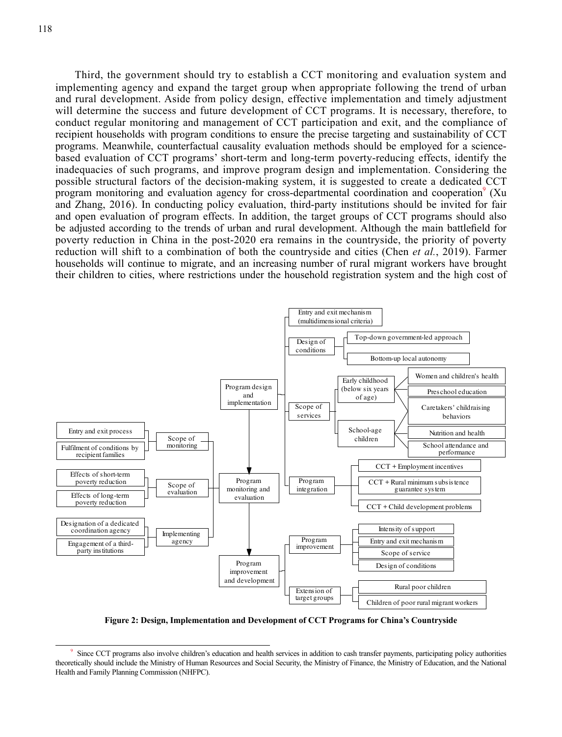Third, the government should try to establish a CCT monitoring and evaluation system and implementing agency and expand the target group when appropriate following the trend of urban and rural development. Aside from policy design, effective implementation and timely adjustment will determine the success and future development of CCT programs. It is necessary, therefore, to conduct regular monitoring and management of CCT participation and exit, and the compliance of recipient households with program conditions to ensure the precise targeting and sustainability of CCT programs. Meanwhile, counterfactual causality evaluation methods should be employed for a science-based evaluation of CCT programs' short-term and long-term poverty-reducing effects, identify the inadequacies of such programs, and improve program design and implementation. Considering the possible structural factors of the decision-making system, it is suggested to create a dedicated CCT program monitoring and evaluation agency for cross-departmental coordination and cooperation[9] (Xu and Zhang, 2016). In conducting policy evaluation, third-party institutions should be invited for fair and open evaluation of program effects. In addition, the target groups of CCT programs should also be adjusted according to the trends of urban and rural development. Although the main battlefield for poverty reduction in China in the post-2020 era remains in the countryside, the priority of poverty reduction will shift to a combination of both the countryside and cities (Chen *et al.*, 2019). Farmer households will continue to migrate, and an increasing number of rural migrant workers have brought their children to cities, where restrictions under the household registration system and the high cost of

- Program design and implementation
  - Entry and exit mechanism (multidimensional criteria)
  - Design of conditions
    - Top-down government-led approach
    - Bottom-up local autonomy
  - Scope of services
    - Early childhood (below six years of age)
      - Women and children's health
      - Preschool education
      - Caretakers' childraising behaviors
    - School-age children
      - Caretakers' childraising behaviors
      - Nutrition and health
      - School attendance and performance
  - Program integration
    - CCT + Employment incentives
    - CCT + Rural minimum subsistence guarantee system
    - CCT + Child development problems
- Program monitoring and evaluation
  - Scope of monitoring
    - Entry and exit process
    - Fulfilment of conditions by recipient families
  - Scope of evaluation
    - Effects of short-term poverty reduction
    - Effects of long-term poverty reduction
  - Implementing agency
    - Designation of a dedicated coordination agency
    - Engagement of a third-party institutions
- Program improvement and development
  - Program improvement
    - Intensity of support
    - Entry and exit mechanism
    - Scope of service
    - Design of conditions
  - Extension of target groups
    - Rural poor children
    - Children of poor rural migrant workers

**Figure 2: Design, Implementation and Development of CCT Programs for China's Countryside**

[9] Since CCT programs also involve children's education and health services in addition to cash transfer payments, participating policy authorities theoretically should include the Ministry of Human Resources and Social Security, the Ministry of Finance, the Ministry of Education, and the National Health and Family Planning Commission (NHFPC).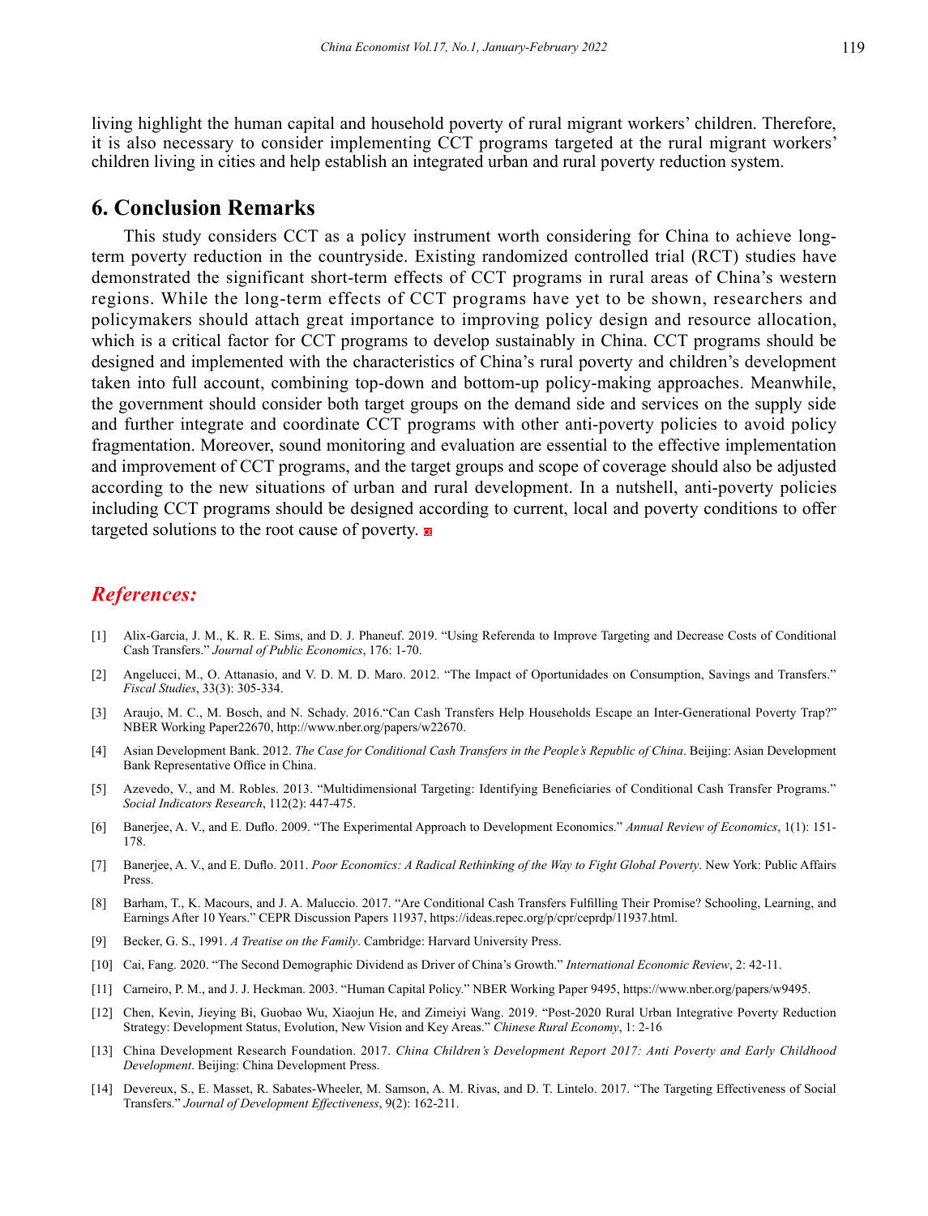living highlight the human capital and household poverty of rural migrant workers' children. Therefore, it is also necessary to consider implementing CCT programs targeted at the rural migrant workers' children living in cities and help establish an integrated urban and rural poverty reduction system.

## 6. Conclusion Remarks

This study considers CCT as a policy instrument worth considering for China to achieve long-term poverty reduction in the countryside. Existing randomized controlled trial (RCT) studies have demonstrated the significant short-term effects of CCT programs in rural areas of China's western regions. While the long-term effects of CCT programs have yet to be shown, researchers and policymakers should attach great importance to improving policy design and resource allocation, which is a critical factor for CCT programs to develop sustainably in China. CCT programs should be designed and implemented with the characteristics of China's rural poverty and children's development taken into full account, combining top-down and bottom-up policy-making approaches. Meanwhile, the government should consider both target groups on the demand side and services on the supply side and further integrate and coordinate CCT programs with other anti-poverty policies to avoid policy fragmentation. Moreover, sound monitoring and evaluation are essential to the effective implementation and improvement of CCT programs, and the target groups and scope of coverage should also be adjusted according to the new situations of urban and rural development. In a nutshell, anti-poverty policies including CCT programs should be designed according to current, local and poverty conditions to offer targeted solutions to the root cause of poverty.

## *References:*

[1] Alix-Garcia, J. M., K. R. E. Sims, and D. J. Phaneuf. 2019. "Using Referenda to Improve Targeting and Decrease Costs of Conditional Cash Transfers." *Journal of Public Economics*, 176: 1-70.

[2] Angelucci, M., O. Attanasio, and V. D. M. D. Maro. 2012. "The Impact of Oportunidades on Consumption, Savings and Transfers." *Fiscal Studies*, 33(3): 305-334.

[3] Araujo, M. C., M. Bosch, and N. Schady. 2016."Can Cash Transfers Help Households Escape an Inter-Generational Poverty Trap?" NBER Working Paper22670, http://www.nber.org/papers/w22670.

[4] Asian Development Bank. 2012. *The Case for Conditional Cash Transfers in the People's Republic of China*. Beijing: Asian Development Bank Representative Office in China.

[5] Azevedo, V., and M. Robles. 2013. "Multidimensional Targeting: Identifying Beneficiaries of Conditional Cash Transfer Programs." *Social Indicators Research*, 112(2): 447-475.

[6] Banerjee, A. V., and E. Duflo. 2009. "The Experimental Approach to Development Economics." *Annual Review of Economics*, 1(1): 151-178.

[7] Banerjee, A. V., and E. Duflo. 2011. *Poor Economics: A Radical Rethinking of the Way to Fight Global Poverty*. New York: Public Affairs Press.

[8] Barham, T., K. Macours, and J. A. Maluccio. 2017. "Are Conditional Cash Transfers Fulfilling Their Promise? Schooling, Learning, and Earnings After 10 Years." CEPR Discussion Papers 11937, https://ideas.repec.org/p/cpr/ceprdp/11937.html.

[9] Becker, G. S., 1991. *A Treatise on the Family*. Cambridge: Harvard University Press.

[10] Cai, Fang. 2020. "The Second Demographic Dividend as Driver of China's Growth." *International Economic Review*, 2: 42-11.

[11] Carneiro, P. M., and J. J. Heckman. 2003. "Human Capital Policy." NBER Working Paper 9495, https://www.nber.org/papers/w9495.

[12] Chen, Kevin, Jieying Bi, Guobao Wu, Xiaojun He, and Zimeiyi Wang. 2019. "Post-2020 Rural Urban Integrative Poverty Reduction Strategy: Development Status, Evolution, New Vision and Key Areas." *Chinese Rural Economy*, 1: 2-16

[13] China Development Research Foundation. 2017. *China Children's Development Report 2017: Anti Poverty and Early Childhood Development*. Beijing: China Development Press.

[14] Devereux, S., E. Masset, R. Sabates-Wheeler, M. Samson, A. M. Rivas, and D. T. Lintelo. 2017. "The Targeting Effectiveness of Social Transfers." *Journal of Development Effectiveness*, 9(2): 162-211.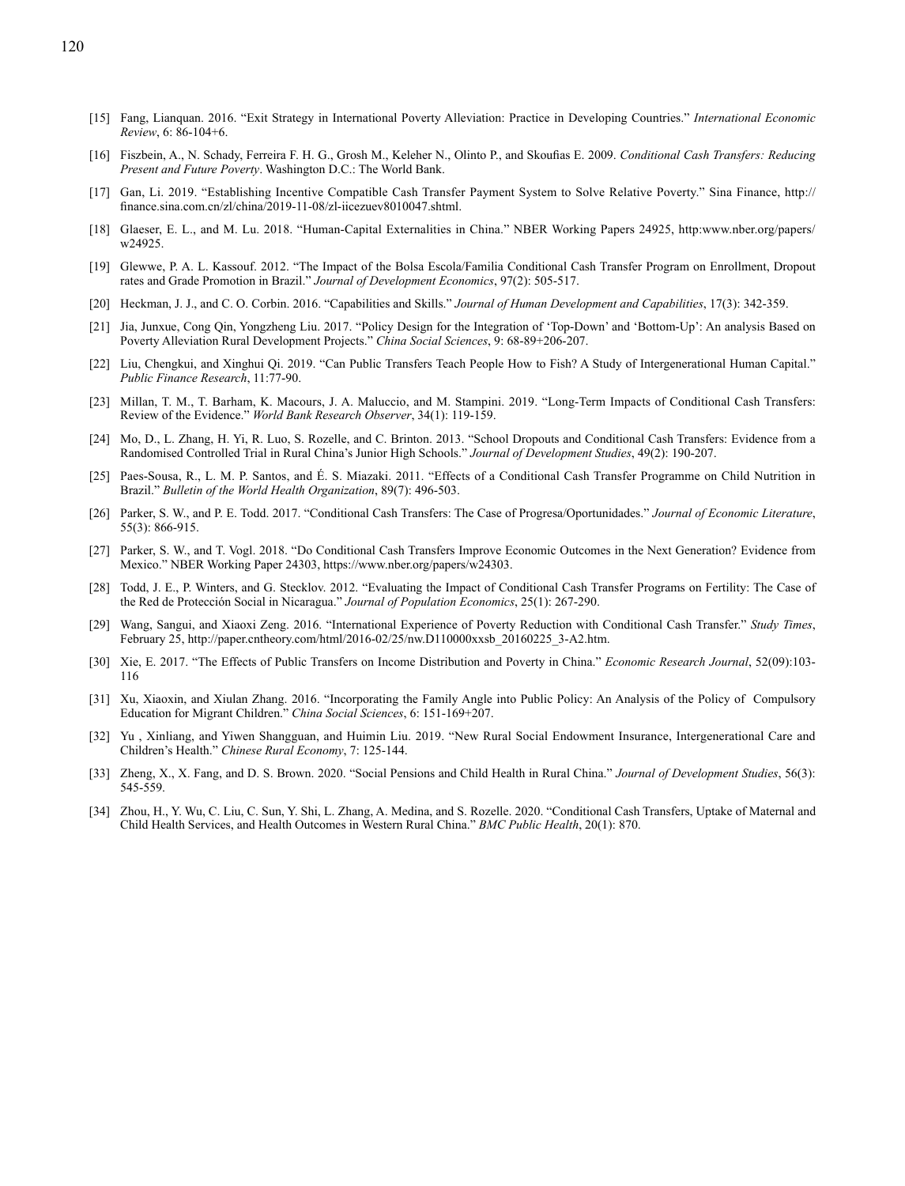[15] Fang, Lianquan. 2016. "Exit Strategy in International Poverty Alleviation: Practice in Developing Countries." *International Economic Review*, 6: 86-104+6.

[16] Fiszbein, A., N. Schady, Ferreira F. H. G., Grosh M., Keleher N., Olinto P., and Skoufias E. 2009. *Conditional Cash Transfers: Reducing Present and Future Poverty*. Washington D.C.: The World Bank.

[17] Gan, Li. 2019. "Establishing Incentive Compatible Cash Transfer Payment System to Solve Relative Poverty." Sina Finance, http://finance.sina.com.cn/zl/china/2019-11-08/zl-iicezuev8010047.shtml.

[18] Glaeser, E. L., and M. Lu. 2018. "Human-Capital Externalities in China." NBER Working Papers 24925, http:www.nber.org/papers/w24925.

[19] Glewwe, P. A. L. Kassouf. 2012. "The Impact of the Bolsa Escola/Familia Conditional Cash Transfer Program on Enrollment, Dropout rates and Grade Promotion in Brazil." *Journal of Development Economics*, 97(2): 505-517.

[20] Heckman, J. J., and C. O. Corbin. 2016. "Capabilities and Skills." *Journal of Human Development and Capabilities*, 17(3): 342-359.

[21] Jia, Junxue, Cong Qin, Yongzheng Liu. 2017. "Policy Design for the Integration of 'Top-Down' and 'Bottom-Up': An analysis Based on Poverty Alleviation Rural Development Projects." *China Social Sciences*, 9: 68-89+206-207.

[22] Liu, Chengkui, and Xinghui Qi. 2019. "Can Public Transfers Teach People How to Fish? A Study of Intergenerational Human Capital." *Public Finance Research*, 11:77-90.

[23] Millan, T. M., T. Barham, K. Macours, J. A. Maluccio, and M. Stampini. 2019. "Long-Term Impacts of Conditional Cash Transfers: Review of the Evidence." *World Bank Research Observer*, 34(1): 119-159.

[24] Mo, D., L. Zhang, H. Yi, R. Luo, S. Rozelle, and C. Brinton. 2013. "School Dropouts and Conditional Cash Transfers: Evidence from a Randomised Controlled Trial in Rural China's Junior High Schools." *Journal of Development Studies*, 49(2): 190-207.

[25] Paes-Sousa, R., L. M. P. Santos, and É. S. Miazaki. 2011. "Effects of a Conditional Cash Transfer Programme on Child Nutrition in Brazil." *Bulletin of the World Health Organization*, 89(7): 496-503.

[26] Parker, S. W., and P. E. Todd. 2017. "Conditional Cash Transfers: The Case of Progresa/Oportunidades." *Journal of Economic Literature*, 55(3): 866-915.

[27] Parker, S. W., and T. Vogl. 2018. "Do Conditional Cash Transfers Improve Economic Outcomes in the Next Generation? Evidence from Mexico." NBER Working Paper 24303, https://www.nber.org/papers/w24303.

[28] Todd, J. E., P. Winters, and G. Stecklov. 2012. "Evaluating the Impact of Conditional Cash Transfer Programs on Fertility: The Case of the Red de Protección Social in Nicaragua." *Journal of Population Economics*, 25(1): 267-290.

[29] Wang, Sangui, and Xiaoxi Zeng. 2016. "International Experience of Poverty Reduction with Conditional Cash Transfer." *Study Times*, February 25, http://paper.cntheory.com/html/2016-02/25/nw.D110000xxsb_20160225_3-A2.htm.

[30] Xie, E. 2017. "The Effects of Public Transfers on Income Distribution and Poverty in China." *Economic Research Journal*, 52(09):103-116

[31] Xu, Xiaoxin, and Xiulan Zhang. 2016. "Incorporating the Family Angle into Public Policy: An Analysis of the Policy of Compulsory Education for Migrant Children." *China Social Sciences*, 6: 151-169+207.

[32] Yu , Xinliang, and Yiwen Shangguan, and Huimin Liu. 2019. "New Rural Social Endowment Insurance, Intergenerational Care and Children's Health." *Chinese Rural Economy*, 7: 125-144.

[33] Zheng, X., X. Fang, and D. S. Brown. 2020. "Social Pensions and Child Health in Rural China." *Journal of Development Studies*, 56(3): 545-559.

[34] Zhou, H., Y. Wu, C. Liu, C. Sun, Y. Shi, L. Zhang, A. Medina, and S. Rozelle. 2020. "Conditional Cash Transfers, Uptake of Maternal and Child Health Services, and Health Outcomes in Western Rural China." *BMC Public Health*, 20(1): 870.